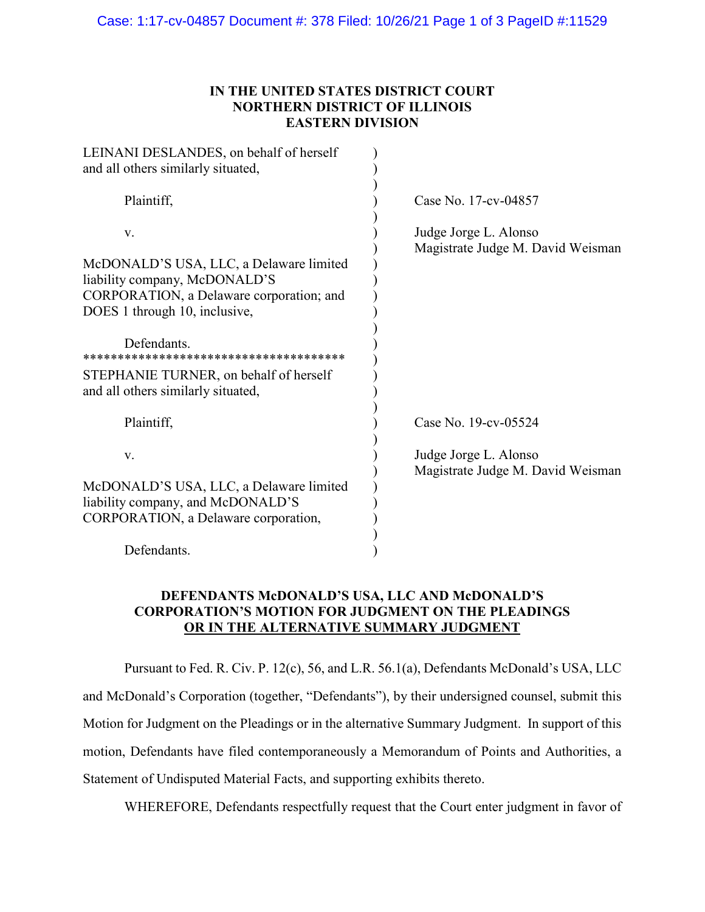**IN THE UNITED STATES DISTRICT COURT**
**NORTHERN DISTRICT OF ILLINOIS**
**EASTERN DIVISION**

| | |
|---|---|
| LEINANI DESLANDES, on behalf of herself and all others similarly situated,<br><br>Plaintiff,<br><br>v.<br><br>McDONALD'S USA, LLC, a Delaware limited liability company, McDONALD'S CORPORATION, a Delaware corporation; and DOES 1 through 10, inclusive,<br><br>Defendants. | Case No. 17-cv-04857<br><br>Judge Jorge L. Alonso<br>Magistrate Judge M. David Weisman |
| STEPHANIE TURNER, on behalf of herself and all others similarly situated,<br><br>Plaintiff,<br><br>v.<br><br>McDONALD'S USA, LLC, a Delaware limited liability company, and McDONALD'S CORPORATION, a Delaware corporation,<br><br>Defendants. | Case No. 19-cv-05524<br><br>Judge Jorge L. Alonso<br>Magistrate Judge M. David Weisman |

**DEFENDANTS McDONALD'S USA, LLC AND McDONALD'S CORPORATION'S MOTION FOR JUDGMENT ON THE PLEADINGS OR IN THE ALTERNATIVE SUMMARY JUDGMENT**

Pursuant to Fed. R. Civ. P. 12(c), 56, and L.R. 56.1(a), Defendants McDonald's USA, LLC and McDonald's Corporation (together, "Defendants"), by their undersigned counsel, submit this Motion for Judgment on the Pleadings or in the alternative Summary Judgment. In support of this motion, Defendants have filed contemporaneously a Memorandum of Points and Authorities, a Statement of Undisputed Material Facts, and supporting exhibits thereto.

WHEREFORE, Defendants respectfully request that the Court enter judgment in favor of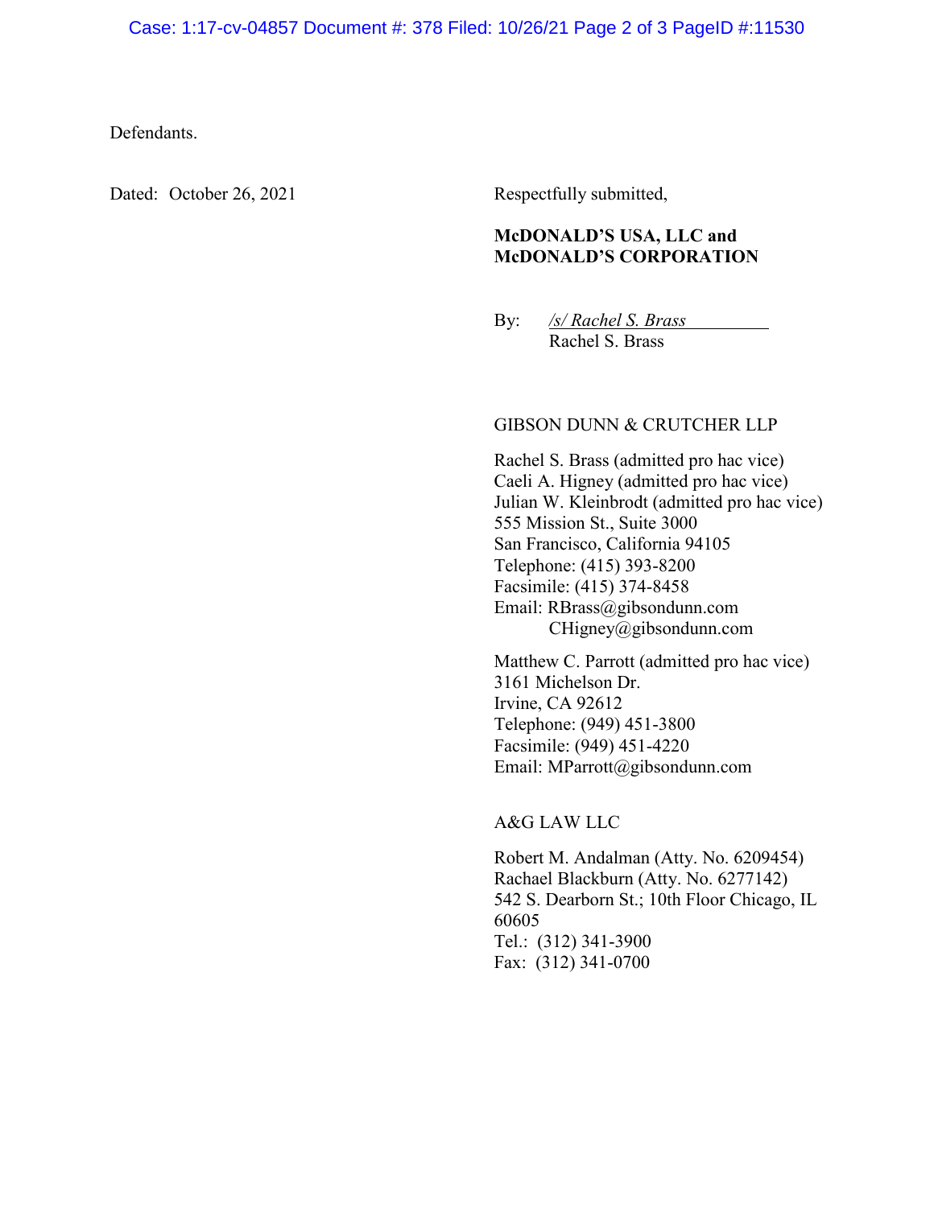Defendants.

Dated: October 26, 2021

Respectfully submitted,

**McDONALD'S USA, LLC and**
**McDONALD'S CORPORATION**

By: */s/ Rachel S. Brass*
Rachel S. Brass

GIBSON DUNN & CRUTCHER LLP

Rachel S. Brass (admitted pro hac vice)
Caeli A. Higney (admitted pro hac vice)
Julian W. Kleinbrodt (admitted pro hac vice)
555 Mission St., Suite 3000
San Francisco, California 94105
Telephone: (415) 393-8200
Facsimile: (415) 374-8458
Email: RBrass@gibsondunn.com
CHigney@gibsondunn.com

Matthew C. Parrott (admitted pro hac vice)
3161 Michelson Dr.
Irvine, CA 92612
Telephone: (949) 451-3800
Facsimile: (949) 451-4220
Email: MParrott@gibsondunn.com

A&G LAW LLC

Robert M. Andalman (Atty. No. 6209454)
Rachael Blackburn (Atty. No. 6277142)
542 S. Dearborn St.; 10th Floor Chicago, IL 60605
Tel.: (312) 341-3900
Fax: (312) 341-0700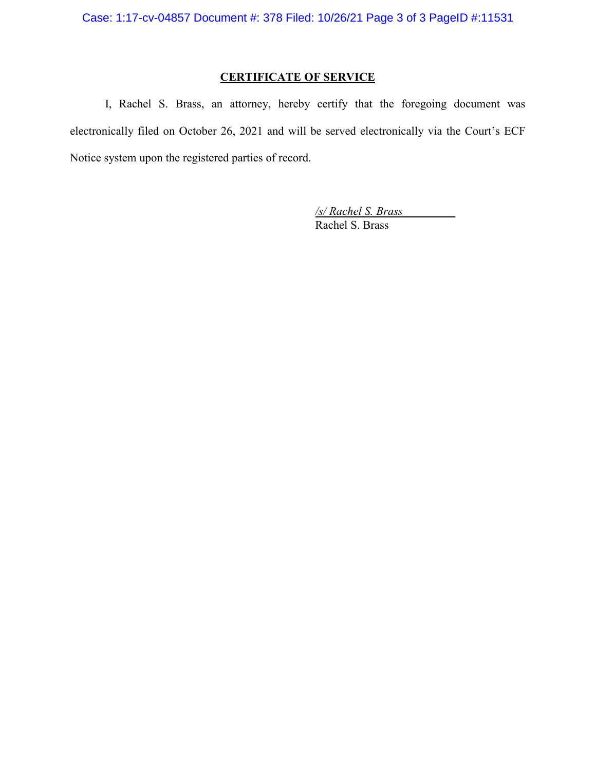## CERTIFICATE OF SERVICE

I, Rachel S. Brass, an attorney, hereby certify that the foregoing document was electronically filed on October 26, 2021 and will be served electronically via the Court's ECF Notice system upon the registered parties of record.

*/s/ Rachel S. Brass*
Rachel S. Brass